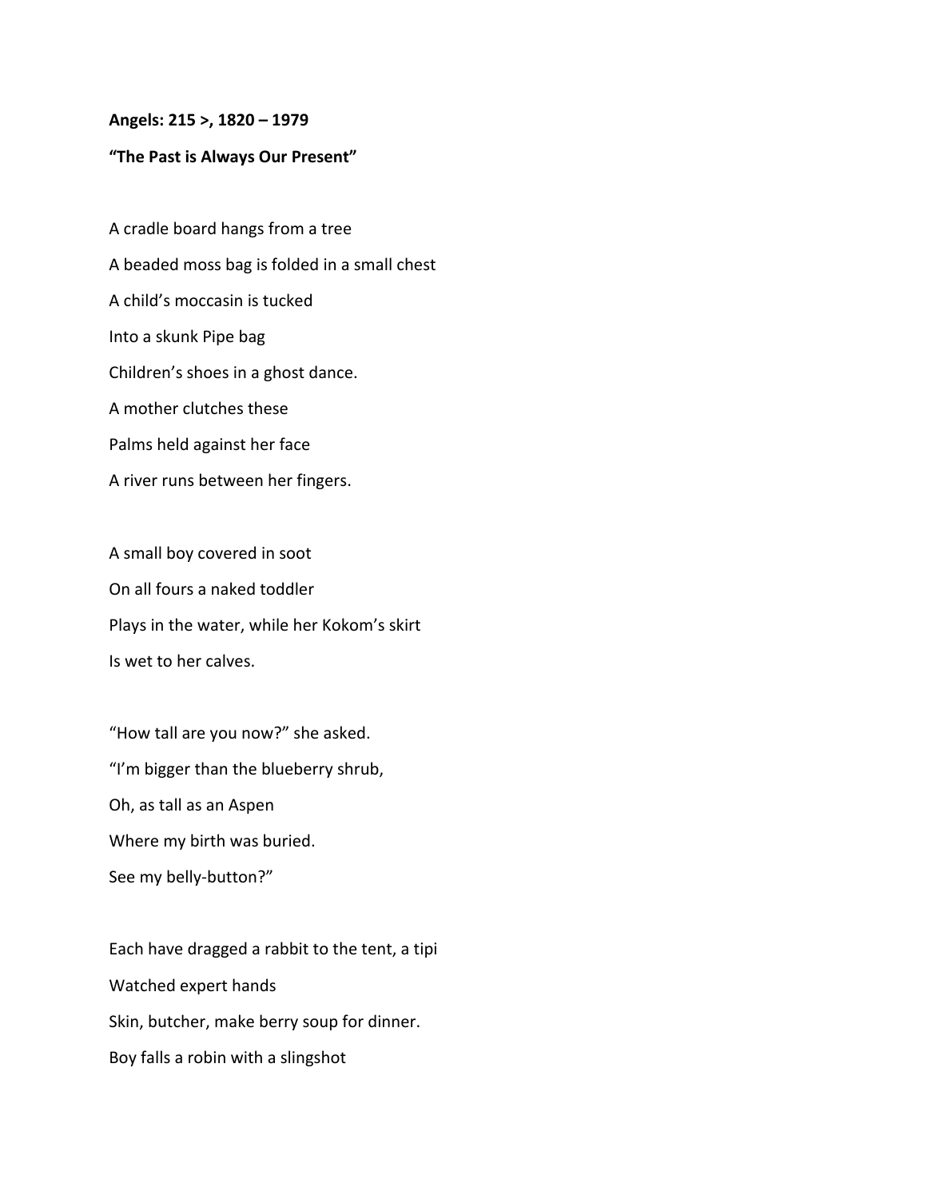**Angels: 215 >, 1820 – 1979**

**“The Past is Always Our Present”**

A cradle board hangs from a tree  
A beaded moss bag is folded in a small chest  
A child’s moccasin is tucked  
Into a skunk Pipe bag  
Children’s shoes in a ghost dance.  
A mother clutches these  
Palms held against her face  
A river runs between her fingers.

A small boy covered in soot  
On all fours a naked toddler  
Plays in the water, while her Kokom’s skirt  
Is wet to her calves.

“How tall are you now?” she asked.  
“I’m bigger than the blueberry shrub,  
Oh, as tall as an Aspen  
Where my birth was buried.  
See my belly-button?”

Each have dragged a rabbit to the tent, a tipi  
Watched expert hands  
Skin, butcher, make berry soup for dinner.  
Boy falls a robin with a slingshot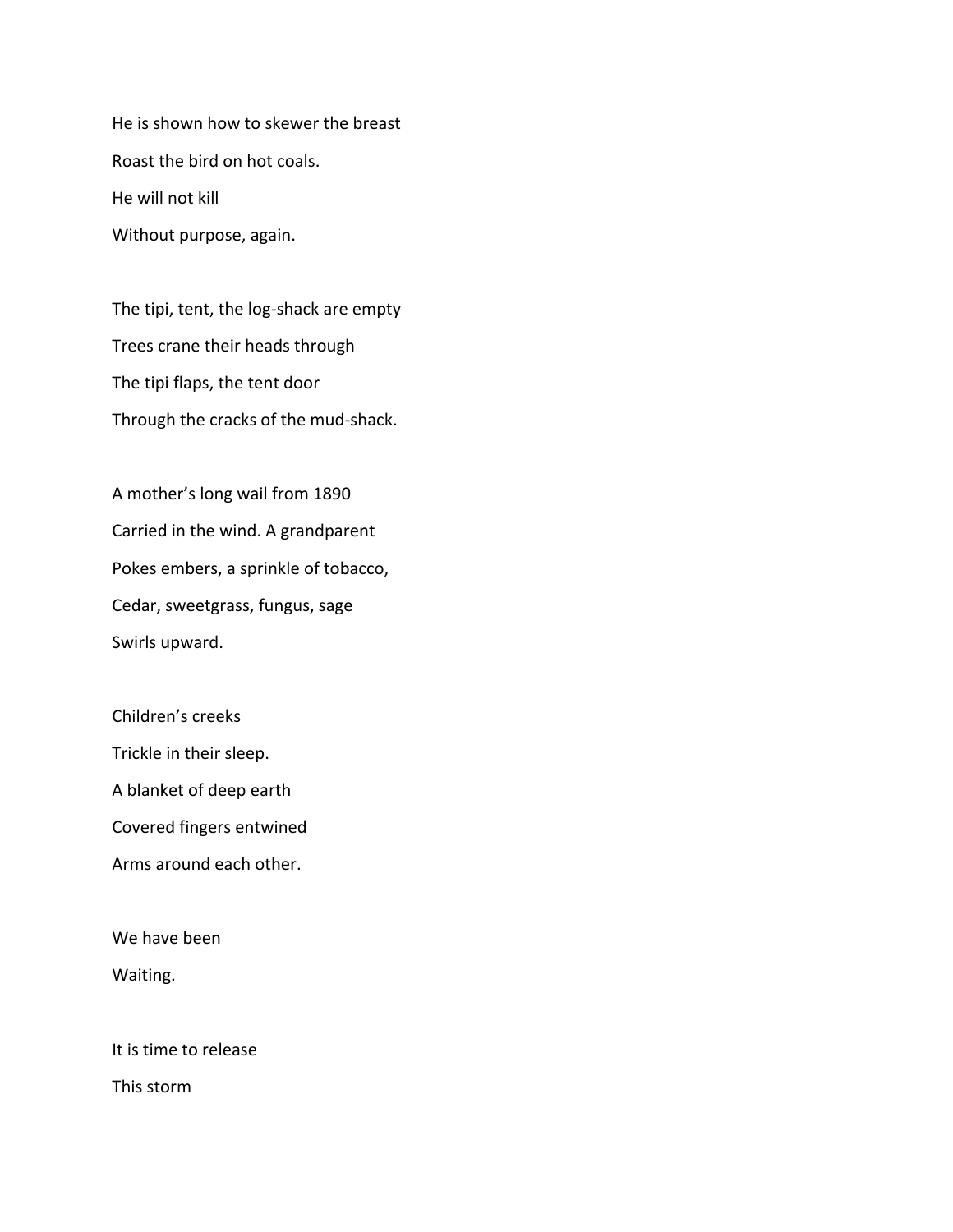He is shown how to skewer the breast  
Roast the bird on hot coals.  
He will not kill  
Without purpose, again.

The tipi, tent, the log-shack are empty  
Trees crane their heads through  
The tipi flaps, the tent door  
Through the cracks of the mud-shack.

A mother's long wail from 1890  
Carried in the wind. A grandparent  
Pokes embers, a sprinkle of tobacco,  
Cedar, sweetgrass, fungus, sage  
Swirls upward.

Children's creeks  
Trickle in their sleep.  
A blanket of deep earth  
Covered fingers entwined  
Arms around each other.

We have been  
Waiting.

It is time to release  
This storm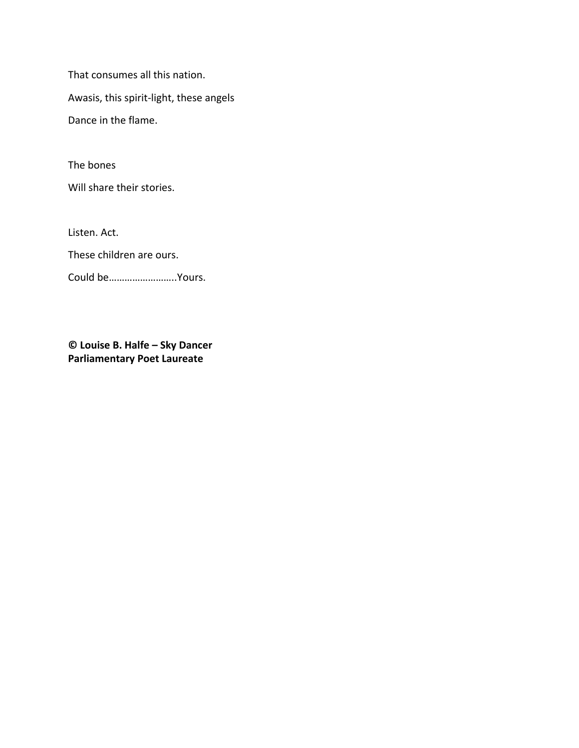That consumes all this nation.

Awasis, this spirit-light, these angels

Dance in the flame.

The bones

Will share their stories.

Listen. Act.

These children are ours.

Could be……………………..Yours.

**© Louise B. Halfe – Sky Dancer**
**Parliamentary Poet Laureate**